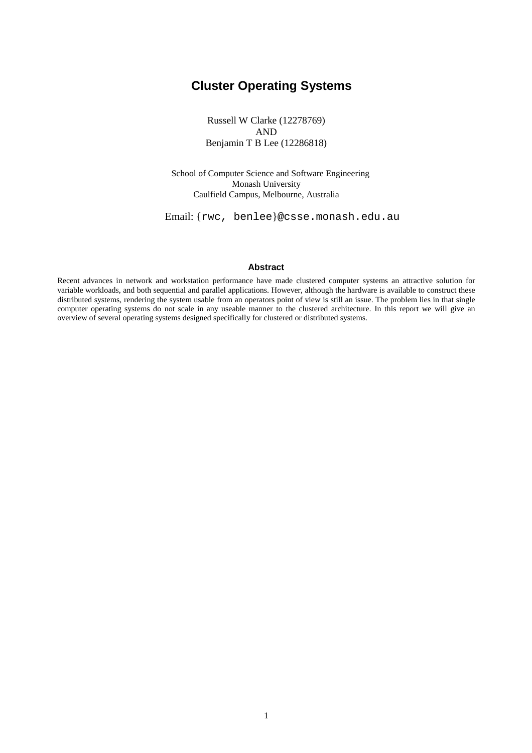# Cluster Operating Systems

Russell W Clarke (12278769)
AND
Benjamin T B Lee (12286818)

School of Computer Science and Software Engineering
Monash University
Caulfield Campus, Melbourne, Australia

Email: {rwc, benlee}@csse.monash.edu.au

## Abstract

Recent advances in network and workstation performance have made clustered computer systems an attractive solution for variable workloads, and both sequential and parallel applications. However, although the hardware is available to construct these distributed systems, rendering the system usable from an operators point of view is still an issue. The problem lies in that single computer operating systems do not scale in any useable manner to the clustered architecture. In this report we will give an overview of several operating systems designed specifically for clustered or distributed systems.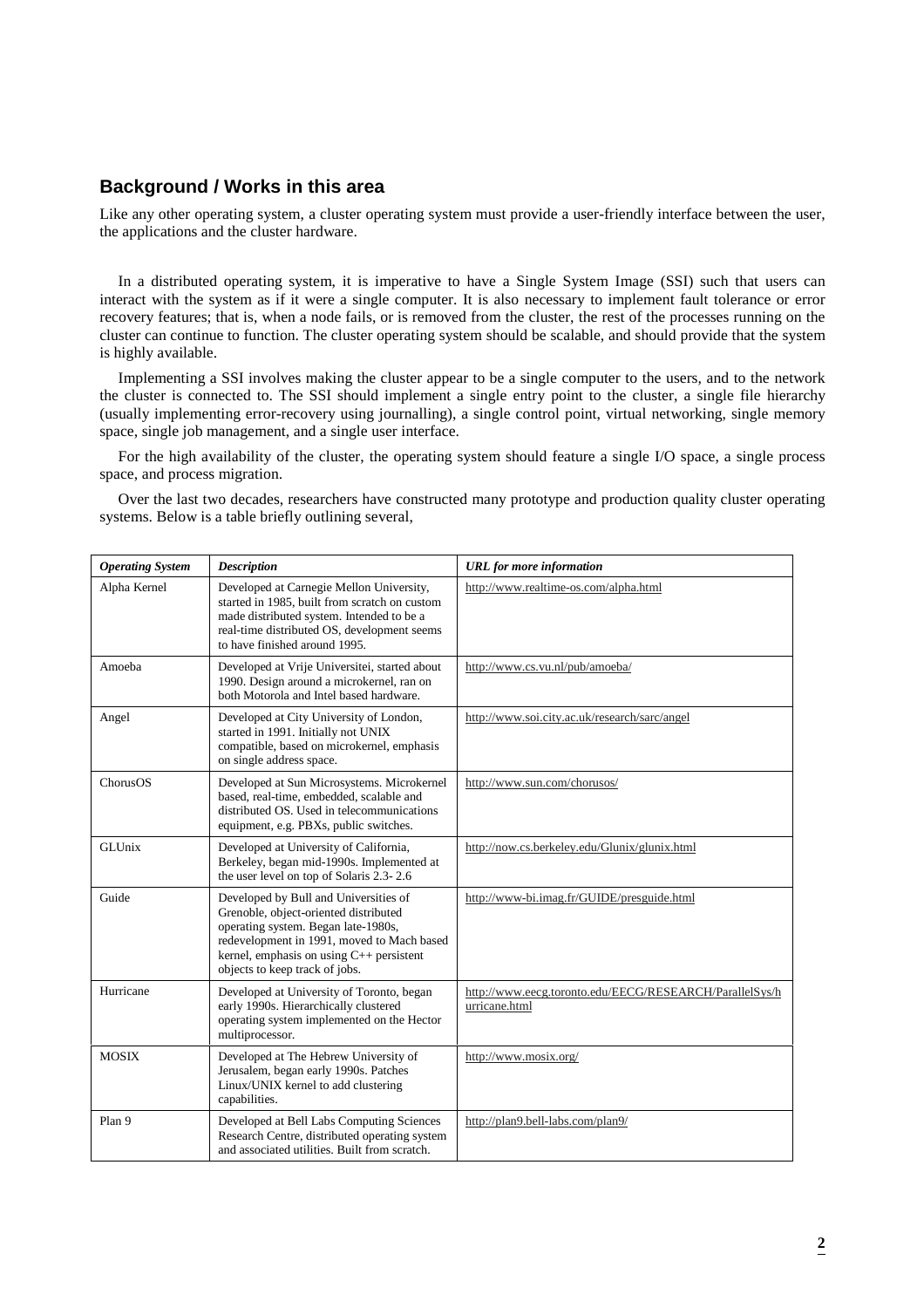## Background / Works in this area

Like any other operating system, a cluster operating system must provide a user-friendly interface between the user, the applications and the cluster hardware.

In a distributed operating system, it is imperative to have a Single System Image (SSI) such that users can interact with the system as if it were a single computer. It is also necessary to implement fault tolerance or error recovery features; that is, when a node fails, or is removed from the cluster, the rest of the processes running on the cluster can continue to function. The cluster operating system should be scalable, and should provide that the system is highly available.

Implementing a SSI involves making the cluster appear to be a single computer to the users, and to the network the cluster is connected to. The SSI should implement a single entry point to the cluster, a single file hierarchy (usually implementing error-recovery using journalling), a single control point, virtual networking, single memory space, single job management, and a single user interface.

For the high availability of the cluster, the operating system should feature a single I/O space, a single process space, and process migration.

Over the last two decades, researchers have constructed many prototype and production quality cluster operating systems. Below is a table briefly outlining several,

| ***Operating System*** | ***Description*** | ***URL for more information*** |
|---|---|---|
| Alpha Kernel | Developed at Carnegie Mellon University, started in 1985, built from scratch on custom made distributed system. Intended to be a real-time distributed OS, development seems to have finished around 1995. | http://www.realtime-os.com/alpha.html |
| Amoeba | Developed at Vrije Universitei, started about 1990. Design around a microkernel, ran on both Motorola and Intel based hardware. | http://www.cs.vu.nl/pub/amoeba/ |
| Angel | Developed at City University of London, started in 1991. Initially not UNIX compatible, based on microkernel, emphasis on single address space. | http://www.soi.city.ac.uk/research/sarc/angel |
| ChorusOS | Developed at Sun Microsystems. Microkernel based, real-time, embedded, scalable and distributed OS. Used in telecommunications equipment, e.g. PBXs, public switches. | http://www.sun.com/chorusos/ |
| GLUnix | Developed at University of California, Berkeley, began mid-1990s. Implemented at the user level on top of Solaris 2.3- 2.6 | http://now.cs.berkeley.edu/Glunix/glunix.html |
| Guide | Developed by Bull and Universities of Grenoble, object-oriented distributed operating system. Began late-1980s, redevelopment in 1991, moved to Mach based kernel, emphasis on using C++ persistent objects to keep track of jobs. | http://www-bi.imag.fr/GUIDE/presguide.html |
| Hurricane | Developed at University of Toronto, began early 1990s. Hierarchically clustered operating system implemented on the Hector multiprocessor. | http://www.eecg.toronto.edu/EECG/RESEARCH/ParallelSys/hurricane.html |
| MOSIX | Developed at The Hebrew University of Jerusalem, began early 1990s. Patches Linux/UNIX kernel to add clustering capabilities. | http://www.mosix.org/ |
| Plan 9 | Developed at Bell Labs Computing Sciences Research Centre, distributed operating system and associated utilities. Built from scratch. | http://plan9.bell-labs.com/plan9/ |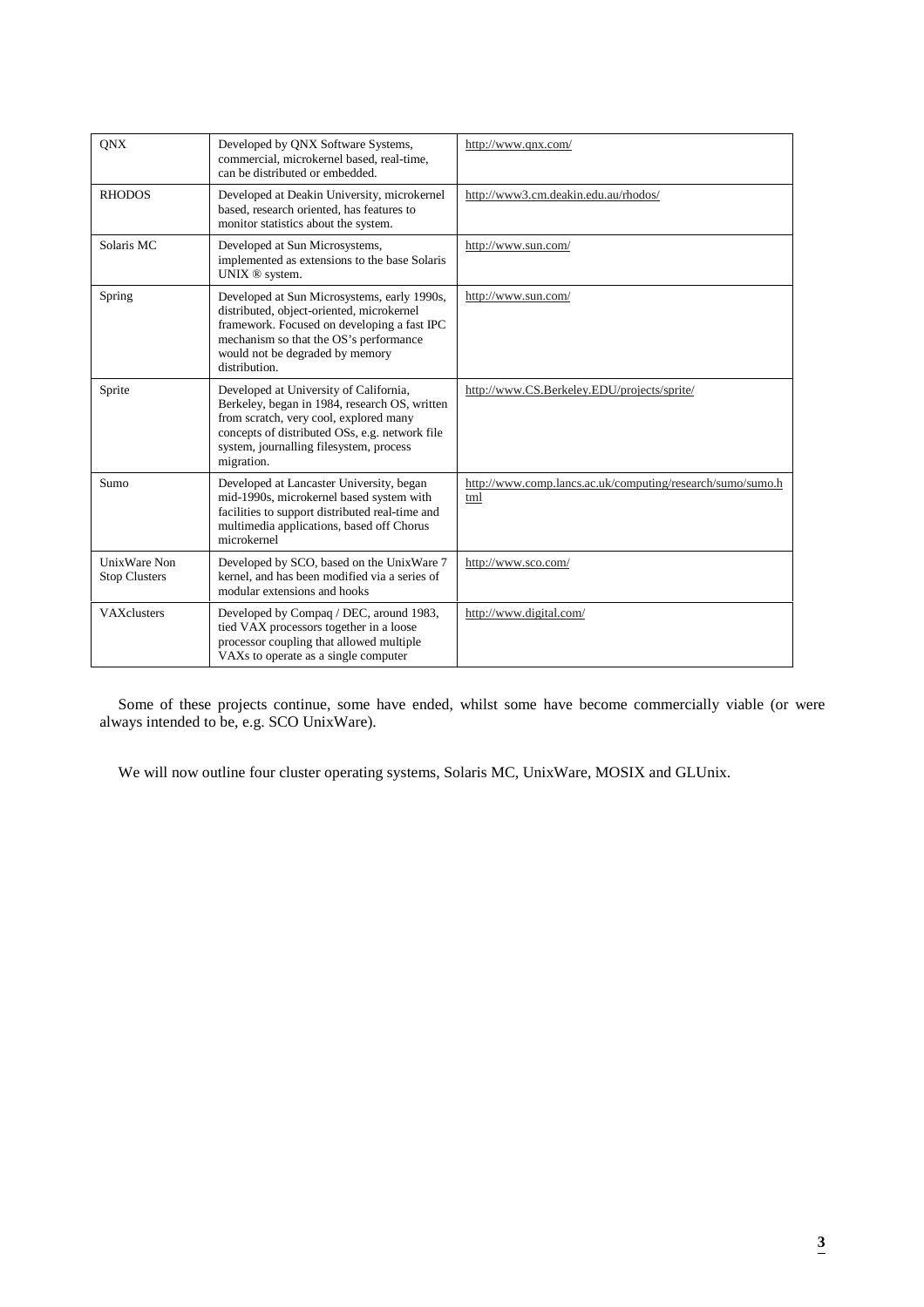| | | |
|---|---|---|
| QNX | Developed by QNX Software Systems, commercial, microkernel based, real-time, can be distributed or embedded. | http://www.qnx.com/ |
| RHODOS | Developed at Deakin University, microkernel based, research oriented, has features to monitor statistics about the system. | http://www3.cm.deakin.edu.au/rhodos/ |
| Solaris MC | Developed at Sun Microsystems, implemented as extensions to the base Solaris UNIX ® system. | http://www.sun.com/ |
| Spring | Developed at Sun Microsystems, early 1990s, distributed, object-oriented, microkernel framework. Focused on developing a fast IPC mechanism so that the OS's performance would not be degraded by memory distribution. | http://www.sun.com/ |
| Sprite | Developed at University of California, Berkeley, began in 1984, research OS, written from scratch, very cool, explored many concepts of distributed OSs, e.g. network file system, journalling filesystem, process migration. | http://www.CS.Berkeley.EDU/projects/sprite/ |
| Sumo | Developed at Lancaster University, began mid-1990s, microkernel based system with facilities to support distributed real-time and multimedia applications, based off Chorus microkernel | http://www.comp.lancs.ac.uk/computing/research/sumo/sumo.html |
| UnixWare Non Stop Clusters | Developed by SCO, based on the UnixWare 7 kernel, and has been modified via a series of modular extensions and hooks | http://www.sco.com/ |
| VAXclusters | Developed by Compaq / DEC, around 1983, tied VAX processors together in a loose processor coupling that allowed multiple VAXs to operate as a single computer | http://www.digital.com/ |

Some of these projects continue, some have ended, whilst some have become commercially viable (or were always intended to be, e.g. SCO UnixWare).

We will now outline four cluster operating systems, Solaris MC, UnixWare, MOSIX and GLUnix.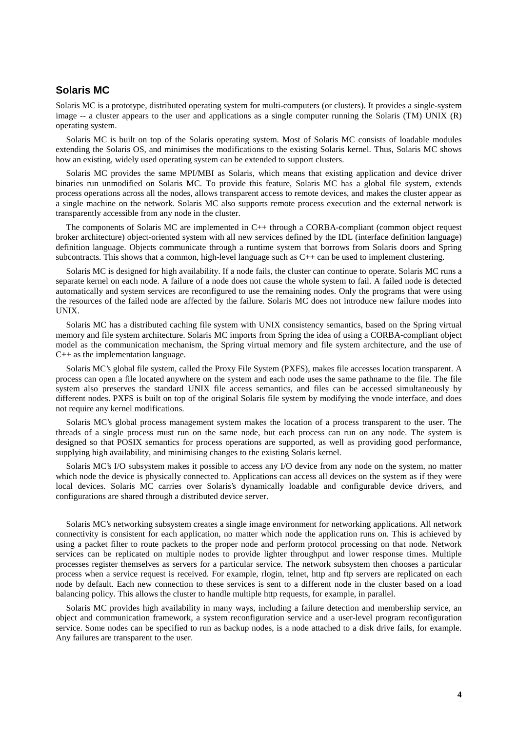## Solaris MC

Solaris MC is a prototype, distributed operating system for multi-computers (or clusters). It provides a single-system image -- a cluster appears to the user and applications as a single computer running the Solaris (TM) UNIX (R) operating system.

Solaris MC is built on top of the Solaris operating system. Most of Solaris MC consists of loadable modules extending the Solaris OS, and minimises the modifications to the existing Solaris kernel. Thus, Solaris MC shows how an existing, widely used operating system can be extended to support clusters.

Solaris MC provides the same MPI/MBI as Solaris, which means that existing application and device driver binaries run unmodified on Solaris MC. To provide this feature, Solaris MC has a global file system, extends process operations across all the nodes, allows transparent access to remote devices, and makes the cluster appear as a single machine on the network. Solaris MC also supports remote process execution and the external network is transparently accessible from any node in the cluster.

The components of Solaris MC are implemented in C++ through a CORBA-compliant (common object request broker architecture) object-oriented system with all new services defined by the IDL (interface definition language) definition language. Objects communicate through a runtime system that borrows from Solaris doors and Spring subcontracts. This shows that a common, high-level language such as C++ can be used to implement clustering.

Solaris MC is designed for high availability. If a node fails, the cluster can continue to operate. Solaris MC runs a separate kernel on each node. A failure of a node does not cause the whole system to fail. A failed node is detected automatically and system services are reconfigured to use the remaining nodes. Only the programs that were using the resources of the failed node are affected by the failure. Solaris MC does not introduce new failure modes into UNIX.

Solaris MC has a distributed caching file system with UNIX consistency semantics, based on the Spring virtual memory and file system architecture. Solaris MC imports from Spring the idea of using a CORBA-compliant object model as the communication mechanism, the Spring virtual memory and file system architecture, and the use of C++ as the implementation language.

Solaris MC's global file system, called the Proxy File System (PXFS), makes file accesses location transparent. A process can open a file located anywhere on the system and each node uses the same pathname to the file. The file system also preserves the standard UNIX file access semantics, and files can be accessed simultaneously by different nodes. PXFS is built on top of the original Solaris file system by modifying the vnode interface, and does not require any kernel modifications.

Solaris MC's global process management system makes the location of a process transparent to the user. The threads of a single process must run on the same node, but each process can run on any node. The system is designed so that POSIX semantics for process operations are supported, as well as providing good performance, supplying high availability, and minimising changes to the existing Solaris kernel.

Solaris MC's I/O subsystem makes it possible to access any I/O device from any node on the system, no matter which node the device is physically connected to. Applications can access all devices on the system as if they were local devices. Solaris MC carries over Solaris's dynamically loadable and configurable device drivers, and configurations are shared through a distributed device server.

Solaris MC's networking subsystem creates a single image environment for networking applications. All network connectivity is consistent for each application, no matter which node the application runs on. This is achieved by using a packet filter to route packets to the proper node and perform protocol processing on that node. Network services can be replicated on multiple nodes to provide lighter throughput and lower response times. Multiple processes register themselves as servers for a particular service. The network subsystem then chooses a particular process when a service request is received. For example, rlogin, telnet, http and ftp servers are replicated on each node by default. Each new connection to these services is sent to a different node in the cluster based on a load balancing policy. This allows the cluster to handle multiple http requests, for example, in parallel.

Solaris MC provides high availability in many ways, including a failure detection and membership service, an object and communication framework, a system reconfiguration service and a user-level program reconfiguration service. Some nodes can be specified to run as backup nodes, is a node attached to a disk drive fails, for example. Any failures are transparent to the user.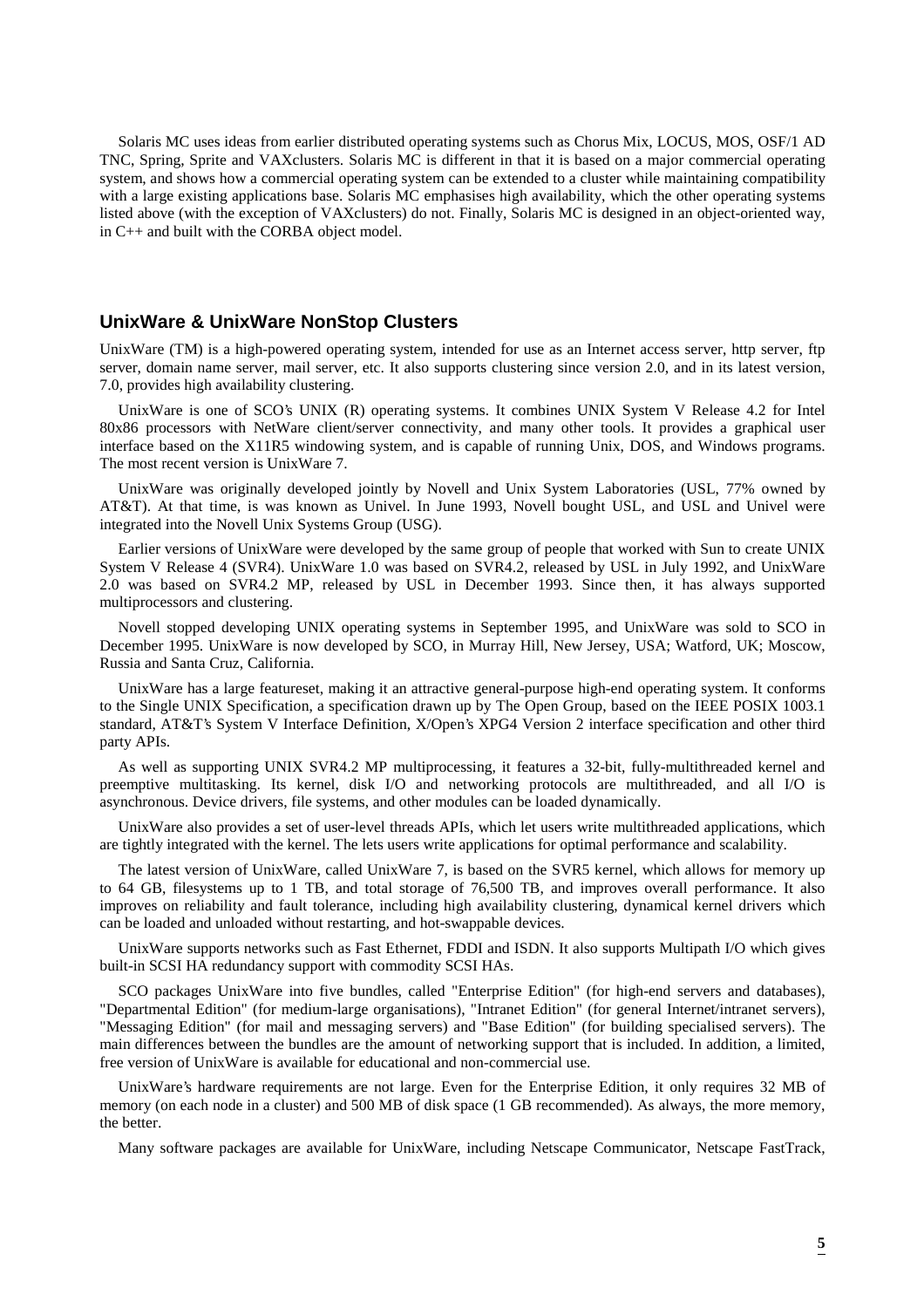Solaris MC uses ideas from earlier distributed operating systems such as Chorus Mix, LOCUS, MOS, OSF/1 AD TNC, Spring, Sprite and VAXclusters. Solaris MC is different in that it is based on a major commercial operating system, and shows how a commercial operating system can be extended to a cluster while maintaining compatibility with a large existing applications base. Solaris MC emphasises high availability, which the other operating systems listed above (with the exception of VAXclusters) do not. Finally, Solaris MC is designed in an object-oriented way, in C++ and built with the CORBA object model.

## UnixWare & UnixWare NonStop Clusters

UnixWare (TM) is a high-powered operating system, intended for use as an Internet access server, http server, ftp server, domain name server, mail server, etc. It also supports clustering since version 2.0, and in its latest version, 7.0, provides high availability clustering.

UnixWare is one of SCO's UNIX (R) operating systems. It combines UNIX System V Release 4.2 for Intel 80x86 processors with NetWare client/server connectivity, and many other tools. It provides a graphical user interface based on the X11R5 windowing system, and is capable of running Unix, DOS, and Windows programs. The most recent version is UnixWare 7.

UnixWare was originally developed jointly by Novell and Unix System Laboratories (USL, 77% owned by AT&T). At that time, is was known as Univel. In June 1993, Novell bought USL, and USL and Univel were integrated into the Novell Unix Systems Group (USG).

Earlier versions of UnixWare were developed by the same group of people that worked with Sun to create UNIX System V Release 4 (SVR4). UnixWare 1.0 was based on SVR4.2, released by USL in July 1992, and UnixWare 2.0 was based on SVR4.2 MP, released by USL in December 1993. Since then, it has always supported multiprocessors and clustering.

Novell stopped developing UNIX operating systems in September 1995, and UnixWare was sold to SCO in December 1995. UnixWare is now developed by SCO, in Murray Hill, New Jersey, USA; Watford, UK; Moscow, Russia and Santa Cruz, California.

UnixWare has a large featureset, making it an attractive general-purpose high-end operating system. It conforms to the Single UNIX Specification, a specification drawn up by The Open Group, based on the IEEE POSIX 1003.1 standard, AT&T's System V Interface Definition, X/Open's XPG4 Version 2 interface specification and other third party APIs.

As well as supporting UNIX SVR4.2 MP multiprocessing, it features a 32-bit, fully-multithreaded kernel and preemptive multitasking. Its kernel, disk I/O and networking protocols are multithreaded, and all I/O is asynchronous. Device drivers, file systems, and other modules can be loaded dynamically.

UnixWare also provides a set of user-level threads APIs, which let users write multithreaded applications, which are tightly integrated with the kernel. The lets users write applications for optimal performance and scalability.

The latest version of UnixWare, called UnixWare 7, is based on the SVR5 kernel, which allows for memory up to 64 GB, filesystems up to 1 TB, and total storage of 76,500 TB, and improves overall performance. It also improves on reliability and fault tolerance, including high availability clustering, dynamical kernel drivers which can be loaded and unloaded without restarting, and hot-swappable devices.

UnixWare supports networks such as Fast Ethernet, FDDI and ISDN. It also supports Multipath I/O which gives built-in SCSI HA redundancy support with commodity SCSI HAs.

SCO packages UnixWare into five bundles, called "Enterprise Edition" (for high-end servers and databases), "Departmental Edition" (for medium-large organisations), "Intranet Edition" (for general Internet/intranet servers), "Messaging Edition" (for mail and messaging servers) and "Base Edition" (for building specialised servers). The main differences between the bundles are the amount of networking support that is included. In addition, a limited, free version of UnixWare is available for educational and non-commercial use.

UnixWare's hardware requirements are not large. Even for the Enterprise Edition, it only requires 32 MB of memory (on each node in a cluster) and 500 MB of disk space (1 GB recommended). As always, the more memory, the better.

Many software packages are available for UnixWare, including Netscape Communicator, Netscape FastTrack,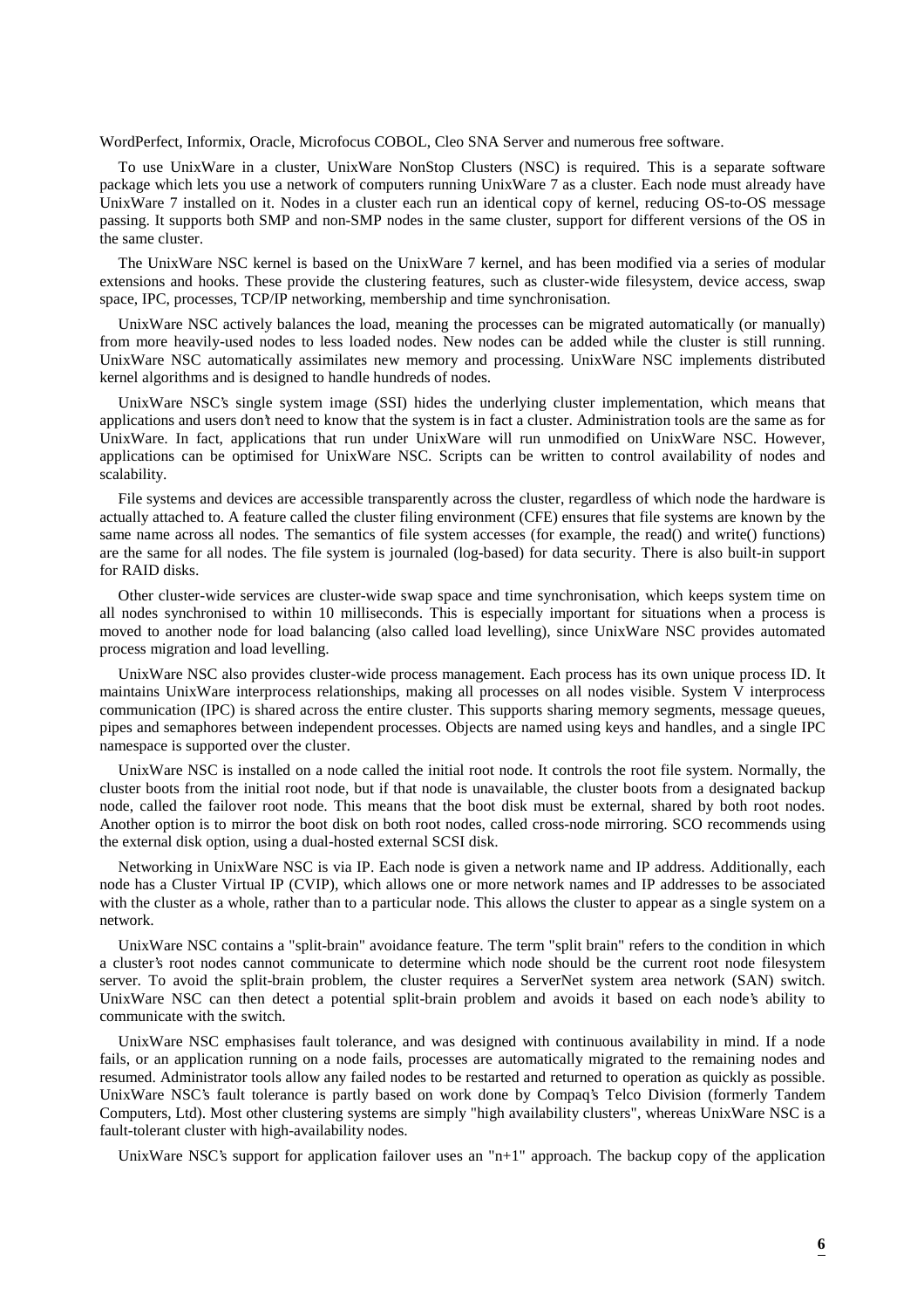WordPerfect, Informix, Oracle, Microfocus COBOL, Cleo SNA Server and numerous free software.

To use UnixWare in a cluster, UnixWare NonStop Clusters (NSC) is required. This is a separate software package which lets you use a network of computers running UnixWare 7 as a cluster. Each node must already have UnixWare 7 installed on it. Nodes in a cluster each run an identical copy of kernel, reducing OS-to-OS message passing. It supports both SMP and non-SMP nodes in the same cluster, support for different versions of the OS in the same cluster.

The UnixWare NSC kernel is based on the UnixWare 7 kernel, and has been modified via a series of modular extensions and hooks. These provide the clustering features, such as cluster-wide filesystem, device access, swap space, IPC, processes, TCP/IP networking, membership and time synchronisation.

UnixWare NSC actively balances the load, meaning the processes can be migrated automatically (or manually) from more heavily-used nodes to less loaded nodes. New nodes can be added while the cluster is still running. UnixWare NSC automatically assimilates new memory and processing. UnixWare NSC implements distributed kernel algorithms and is designed to handle hundreds of nodes.

UnixWare NSC's single system image (SSI) hides the underlying cluster implementation, which means that applications and users don't need to know that the system is in fact a cluster. Administration tools are the same as for UnixWare. In fact, applications that run under UnixWare will run unmodified on UnixWare NSC. However, applications can be optimised for UnixWare NSC. Scripts can be written to control availability of nodes and scalability.

File systems and devices are accessible transparently across the cluster, regardless of which node the hardware is actually attached to. A feature called the cluster filing environment (CFE) ensures that file systems are known by the same name across all nodes. The semantics of file system accesses (for example, the read() and write() functions) are the same for all nodes. The file system is journaled (log-based) for data security. There is also built-in support for RAID disks.

Other cluster-wide services are cluster-wide swap space and time synchronisation, which keeps system time on all nodes synchronised to within 10 milliseconds. This is especially important for situations when a process is moved to another node for load balancing (also called load levelling), since UnixWare NSC provides automated process migration and load levelling.

UnixWare NSC also provides cluster-wide process management. Each process has its own unique process ID. It maintains UnixWare interprocess relationships, making all processes on all nodes visible. System V interprocess communication (IPC) is shared across the entire cluster. This supports sharing memory segments, message queues, pipes and semaphores between independent processes. Objects are named using keys and handles, and a single IPC namespace is supported over the cluster.

UnixWare NSC is installed on a node called the initial root node. It controls the root file system. Normally, the cluster boots from the initial root node, but if that node is unavailable, the cluster boots from a designated backup node, called the failover root node. This means that the boot disk must be external, shared by both root nodes. Another option is to mirror the boot disk on both root nodes, called cross-node mirroring. SCO recommends using the external disk option, using a dual-hosted external SCSI disk.

Networking in UnixWare NSC is via IP. Each node is given a network name and IP address. Additionally, each node has a Cluster Virtual IP (CVIP), which allows one or more network names and IP addresses to be associated with the cluster as a whole, rather than to a particular node. This allows the cluster to appear as a single system on a network.

UnixWare NSC contains a "split-brain" avoidance feature. The term "split brain" refers to the condition in which a cluster's root nodes cannot communicate to determine which node should be the current root node filesystem server. To avoid the split-brain problem, the cluster requires a ServerNet system area network (SAN) switch. UnixWare NSC can then detect a potential split-brain problem and avoids it based on each node's ability to communicate with the switch.

UnixWare NSC emphasises fault tolerance, and was designed with continuous availability in mind. If a node fails, or an application running on a node fails, processes are automatically migrated to the remaining nodes and resumed. Administrator tools allow any failed nodes to be restarted and returned to operation as quickly as possible. UnixWare NSC's fault tolerance is partly based on work done by Compaq's Telco Division (formerly Tandem Computers, Ltd). Most other clustering systems are simply "high availability clusters", whereas UnixWare NSC is a fault-tolerant cluster with high-availability nodes.

UnixWare NSC's support for application failover uses an "n+1" approach. The backup copy of the application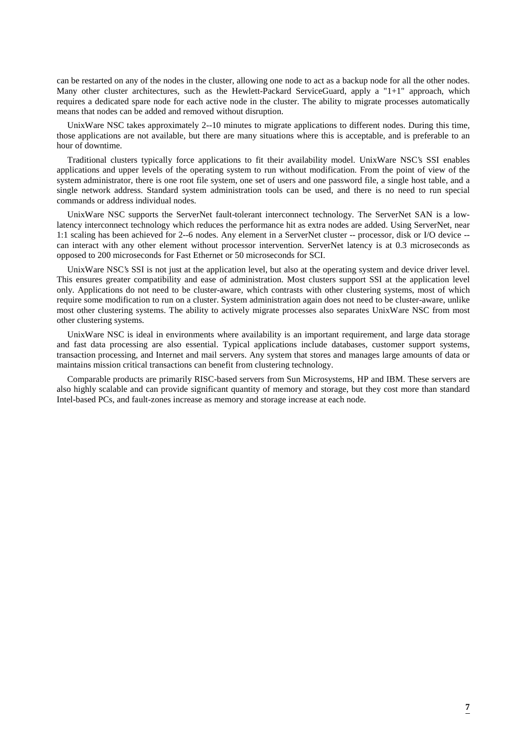can be restarted on any of the nodes in the cluster, allowing one node to act as a backup node for all the other nodes. Many other cluster architectures, such as the Hewlett-Packard ServiceGuard, apply a "1+1" approach, which requires a dedicated spare node for each active node in the cluster. The ability to migrate processes automatically means that nodes can be added and removed without disruption.

UnixWare NSC takes approximately 2--10 minutes to migrate applications to different nodes. During this time, those applications are not available, but there are many situations where this is acceptable, and is preferable to an hour of downtime.

Traditional clusters typically force applications to fit their availability model. UnixWare NSC's SSI enables applications and upper levels of the operating system to run without modification. From the point of view of the system administrator, there is one root file system, one set of users and one password file, a single host table, and a single network address. Standard system administration tools can be used, and there is no need to run special commands or address individual nodes.

UnixWare NSC supports the ServerNet fault-tolerant interconnect technology. The ServerNet SAN is a low-latency interconnect technology which reduces the performance hit as extra nodes are added. Using ServerNet, near 1:1 scaling has been achieved for 2--6 nodes. Any element in a ServerNet cluster -- processor, disk or I/O device -- can interact with any other element without processor intervention. ServerNet latency is at 0.3 microseconds as opposed to 200 microseconds for Fast Ethernet or 50 microseconds for SCI.

UnixWare NSC's SSI is not just at the application level, but also at the operating system and device driver level. This ensures greater compatibility and ease of administration. Most clusters support SSI at the application level only. Applications do not need to be cluster-aware, which contrasts with other clustering systems, most of which require some modification to run on a cluster. System administration again does not need to be cluster-aware, unlike most other clustering systems. The ability to actively migrate processes also separates UnixWare NSC from most other clustering systems.

UnixWare NSC is ideal in environments where availability is an important requirement, and large data storage and fast data processing are also essential. Typical applications include databases, customer support systems, transaction processing, and Internet and mail servers. Any system that stores and manages large amounts of data or maintains mission critical transactions can benefit from clustering technology.

Comparable products are primarily RISC-based servers from Sun Microsystems, HP and IBM. These servers are also highly scalable and can provide significant quantity of memory and storage, but they cost more than standard Intel-based PCs, and fault-zones increase as memory and storage increase at each node.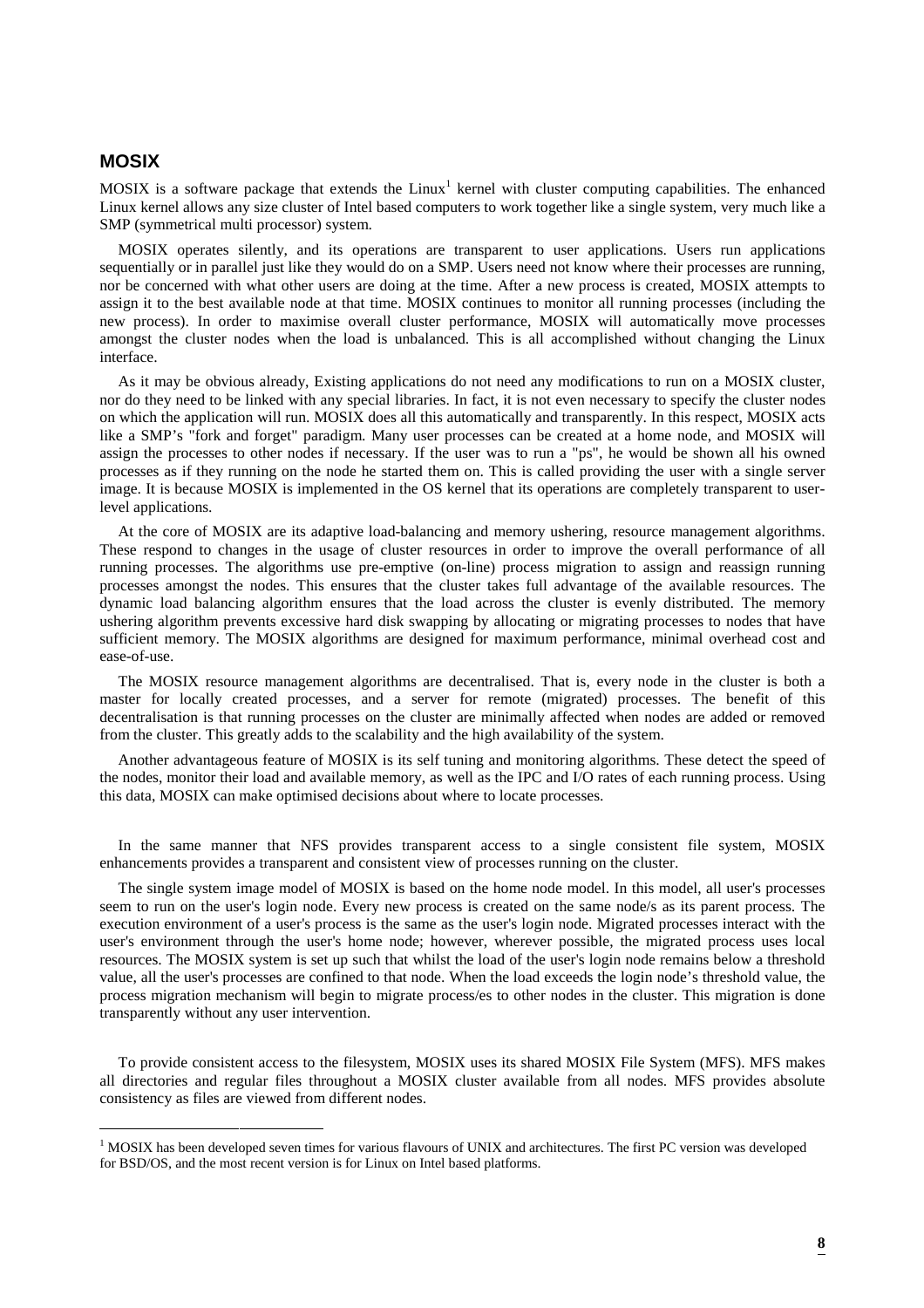## MOSIX

MOSIX is a software package that extends the Linux[1] kernel with cluster computing capabilities. The enhanced Linux kernel allows any size cluster of Intel based computers to work together like a single system, very much like a SMP (symmetrical multi processor) system.

MOSIX operates silently, and its operations are transparent to user applications. Users run applications sequentially or in parallel just like they would do on a SMP. Users need not know where their processes are running, nor be concerned with what other users are doing at the time. After a new process is created, MOSIX attempts to assign it to the best available node at that time. MOSIX continues to monitor all running processes (including the new process). In order to maximise overall cluster performance, MOSIX will automatically move processes amongst the cluster nodes when the load is unbalanced. This is all accomplished without changing the Linux interface.

As it may be obvious already, Existing applications do not need any modifications to run on a MOSIX cluster, nor do they need to be linked with any special libraries. In fact, it is not even necessary to specify the cluster nodes on which the application will run. MOSIX does all this automatically and transparently. In this respect, MOSIX acts like a SMP's "fork and forget" paradigm. Many user processes can be created at a home node, and MOSIX will assign the processes to other nodes if necessary. If the user was to run a "ps", he would be shown all his owned processes as if they running on the node he started them on. This is called providing the user with a single server image. It is because MOSIX is implemented in the OS kernel that its operations are completely transparent to user-level applications.

At the core of MOSIX are its adaptive load-balancing and memory ushering, resource management algorithms. These respond to changes in the usage of cluster resources in order to improve the overall performance of all running processes. The algorithms use pre-emptive (on-line) process migration to assign and reassign running processes amongst the nodes. This ensures that the cluster takes full advantage of the available resources. The dynamic load balancing algorithm ensures that the load across the cluster is evenly distributed. The memory ushering algorithm prevents excessive hard disk swapping by allocating or migrating processes to nodes that have sufficient memory. The MOSIX algorithms are designed for maximum performance, minimal overhead cost and ease-of-use.

The MOSIX resource management algorithms are decentralised. That is, every node in the cluster is both a master for locally created processes, and a server for remote (migrated) processes. The benefit of this decentralisation is that running processes on the cluster are minimally affected when nodes are added or removed from the cluster. This greatly adds to the scalability and the high availability of the system.

Another advantageous feature of MOSIX is its self tuning and monitoring algorithms. These detect the speed of the nodes, monitor their load and available memory, as well as the IPC and I/O rates of each running process. Using this data, MOSIX can make optimised decisions about where to locate processes.

In the same manner that NFS provides transparent access to a single consistent file system, MOSIX enhancements provides a transparent and consistent view of processes running on the cluster.

The single system image model of MOSIX is based on the home node model. In this model, all user's processes seem to run on the user's login node. Every new process is created on the same node/s as its parent process. The execution environment of a user's process is the same as the user's login node. Migrated processes interact with the user's environment through the user's home node; however, wherever possible, the migrated process uses local resources. The MOSIX system is set up such that whilst the load of the user's login node remains below a threshold value, all the user's processes are confined to that node. When the load exceeds the login node's threshold value, the process migration mechanism will begin to migrate process/es to other nodes in the cluster. This migration is done transparently without any user intervention.

To provide consistent access to the filesystem, MOSIX uses its shared MOSIX File System (MFS). MFS makes all directories and regular files throughout a MOSIX cluster available from all nodes. MFS provides absolute consistency as files are viewed from different nodes.

---

[1] MOSIX has been developed seven times for various flavours of UNIX and architectures. The first PC version was developed for BSD/OS, and the most recent version is for Linux on Intel based platforms.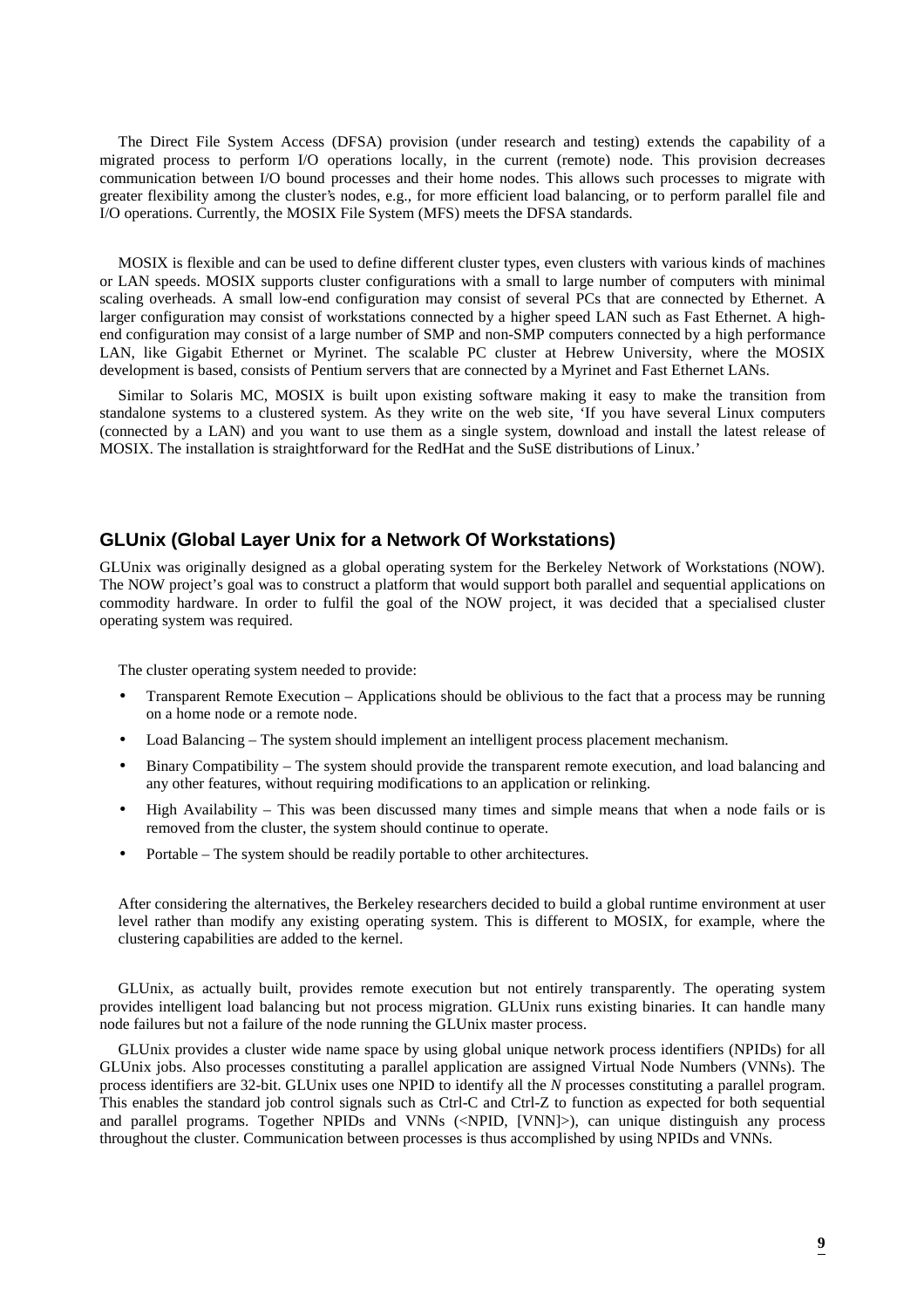The Direct File System Access (DFSA) provision (under research and testing) extends the capability of a migrated process to perform I/O operations locally, in the current (remote) node. This provision decreases communication between I/O bound processes and their home nodes. This allows such processes to migrate with greater flexibility among the cluster's nodes, e.g., for more efficient load balancing, or to perform parallel file and I/O operations. Currently, the MOSIX File System (MFS) meets the DFSA standards.

MOSIX is flexible and can be used to define different cluster types, even clusters with various kinds of machines or LAN speeds. MOSIX supports cluster configurations with a small to large number of computers with minimal scaling overheads. A small low-end configuration may consist of several PCs that are connected by Ethernet. A larger configuration may consist of workstations connected by a higher speed LAN such as Fast Ethernet. A high-end configuration may consist of a large number of SMP and non-SMP computers connected by a high performance LAN, like Gigabit Ethernet or Myrinet. The scalable PC cluster at Hebrew University, where the MOSIX development is based, consists of Pentium servers that are connected by a Myrinet and Fast Ethernet LANs.

Similar to Solaris MC, MOSIX is built upon existing software making it easy to make the transition from standalone systems to a clustered system. As they write on the web site, 'If you have several Linux computers (connected by a LAN) and you want to use them as a single system, download and install the latest release of MOSIX. The installation is straightforward for the RedHat and the SuSE distributions of Linux.'

## GLUnix (Global Layer Unix for a Network Of Workstations)

GLUnix was originally designed as a global operating system for the Berkeley Network of Workstations (NOW). The NOW project's goal was to construct a platform that would support both parallel and sequential applications on commodity hardware. In order to fulfil the goal of the NOW project, it was decided that a specialised cluster operating system was required.

The cluster operating system needed to provide:

- Transparent Remote Execution – Applications should be oblivious to the fact that a process may be running on a home node or a remote node.
- Load Balancing – The system should implement an intelligent process placement mechanism.
- Binary Compatibility – The system should provide the transparent remote execution, and load balancing and any other features, without requiring modifications to an application or relinking.
- High Availability – This was been discussed many times and simple means that when a node fails or is removed from the cluster, the system should continue to operate.
- Portable – The system should be readily portable to other architectures.

After considering the alternatives, the Berkeley researchers decided to build a global runtime environment at user level rather than modify any existing operating system. This is different to MOSIX, for example, where the clustering capabilities are added to the kernel.

GLUnix, as actually built, provides remote execution but not entirely transparently. The operating system provides intelligent load balancing but not process migration. GLUnix runs existing binaries. It can handle many node failures but not a failure of the node running the GLUnix master process.

GLUnix provides a cluster wide name space by using global unique network process identifiers (NPIDs) for all GLUnix jobs. Also processes constituting a parallel application are assigned Virtual Node Numbers (VNNs). The process identifiers are 32-bit. GLUnix uses one NPID to identify all the *N* processes constituting a parallel program. This enables the standard job control signals such as Ctrl-C and Ctrl-Z to function as expected for both sequential and parallel programs. Together NPIDs and VNNs (<NPID, [VNN]>), can unique distinguish any process throughout the cluster. Communication between processes is thus accomplished by using NPIDs and VNNs.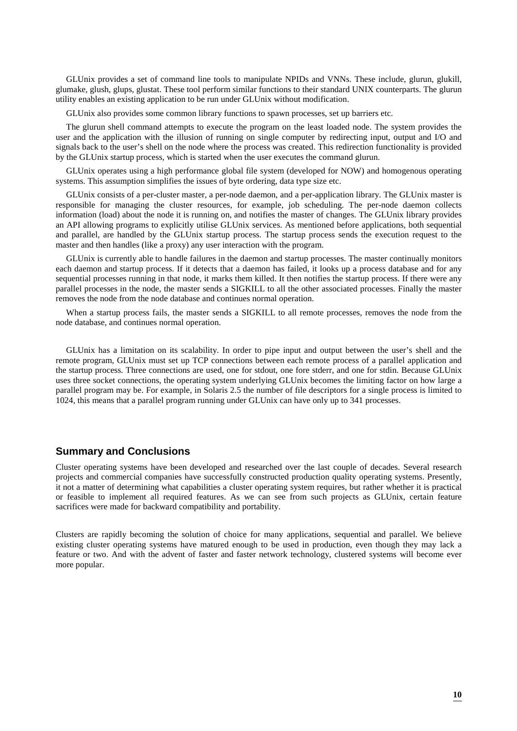GLUnix provides a set of command line tools to manipulate NPIDs and VNNs. These include, glurun, glukill, glumake, glush, glups, glustat. These tool perform similar functions to their standard UNIX counterparts. The glurun utility enables an existing application to be run under GLUnix without modification.

GLUnix also provides some common library functions to spawn processes, set up barriers etc.

The glurun shell command attempts to execute the program on the least loaded node. The system provides the user and the application with the illusion of running on single computer by redirecting input, output and I/O and signals back to the user's shell on the node where the process was created. This redirection functionality is provided by the GLUnix startup process, which is started when the user executes the command glurun.

GLUnix operates using a high performance global file system (developed for NOW) and homogenous operating systems. This assumption simplifies the issues of byte ordering, data type size etc.

GLUnix consists of a per-cluster master, a per-node daemon, and a per-application library. The GLUnix master is responsible for managing the cluster resources, for example, job scheduling. The per-node daemon collects information (load) about the node it is running on, and notifies the master of changes. The GLUnix library provides an API allowing programs to explicitly utilise GLUnix services. As mentioned before applications, both sequential and parallel, are handled by the GLUnix startup process. The startup process sends the execution request to the master and then handles (like a proxy) any user interaction with the program.

GLUnix is currently able to handle failures in the daemon and startup processes. The master continually monitors each daemon and startup process. If it detects that a daemon has failed, it looks up a process database and for any sequential processes running in that node, it marks them killed. It then notifies the startup process. If there were any parallel processes in the node, the master sends a SIGKILL to all the other associated processes. Finally the master removes the node from the node database and continues normal operation.

When a startup process fails, the master sends a SIGKILL to all remote processes, removes the node from the node database, and continues normal operation.

GLUnix has a limitation on its scalability. In order to pipe input and output between the user's shell and the remote program, GLUnix must set up TCP connections between each remote process of a parallel application and the startup process. Three connections are used, one for stdout, one fore stderr, and one for stdin. Because GLUnix uses three socket connections, the operating system underlying GLUnix becomes the limiting factor on how large a parallel program may be. For example, in Solaris 2.5 the number of file descriptors for a single process is limited to 1024, this means that a parallel program running under GLUnix can have only up to 341 processes.

## Summary and Conclusions

Cluster operating systems have been developed and researched over the last couple of decades. Several research projects and commercial companies have successfully constructed production quality operating systems. Presently, it not a matter of determining what capabilities a cluster operating system requires, but rather whether it is practical or feasible to implement all required features. As we can see from such projects as GLUnix, certain feature sacrifices were made for backward compatibility and portability.

Clusters are rapidly becoming the solution of choice for many applications, sequential and parallel. We believe existing cluster operating systems have matured enough to be used in production, even though they may lack a feature or two. And with the advent of faster and faster network technology, clustered systems will become ever more popular.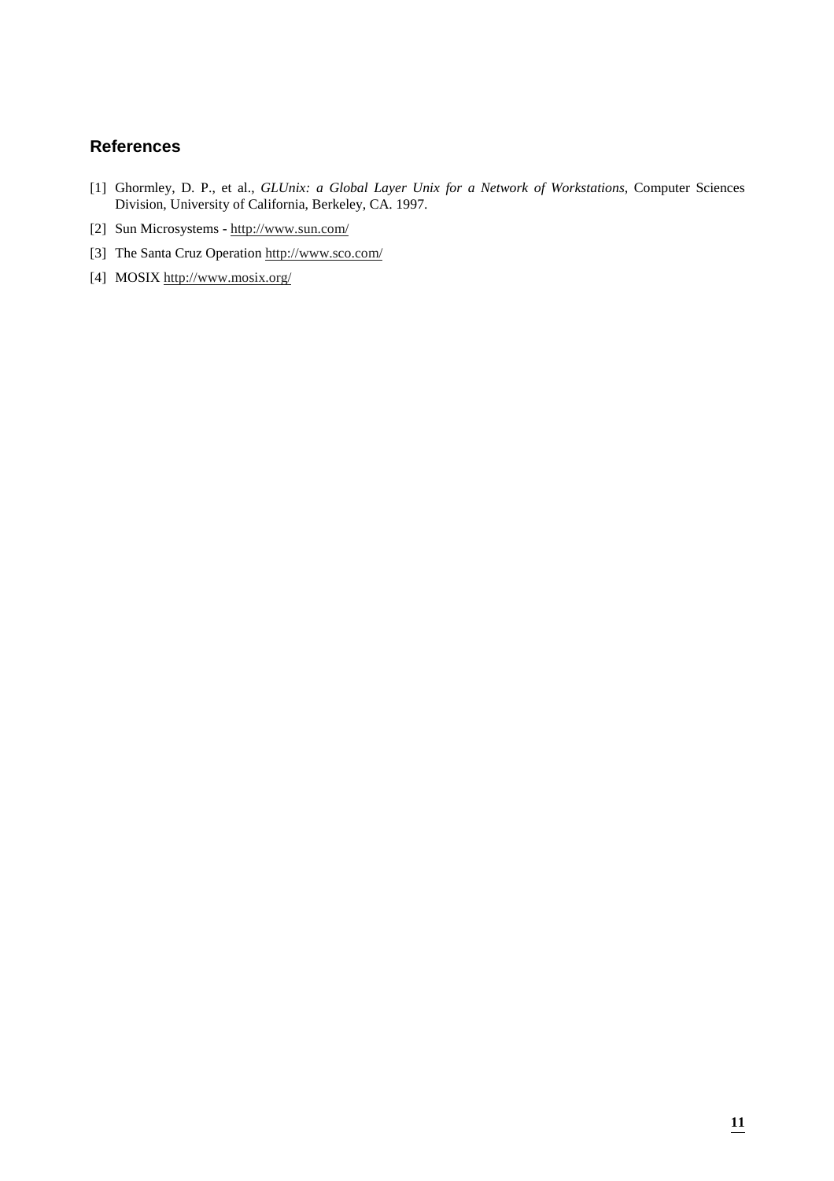## References

[1] Ghormley, D. P., et al., *GLUnix: a Global Layer Unix for a Network of Workstations*, Computer Sciences Division, University of California, Berkeley, CA. 1997.

[2] Sun Microsystems - http://www.sun.com/

[3] The Santa Cruz Operation http://www.sco.com/

[4] MOSIX http://www.mosix.org/